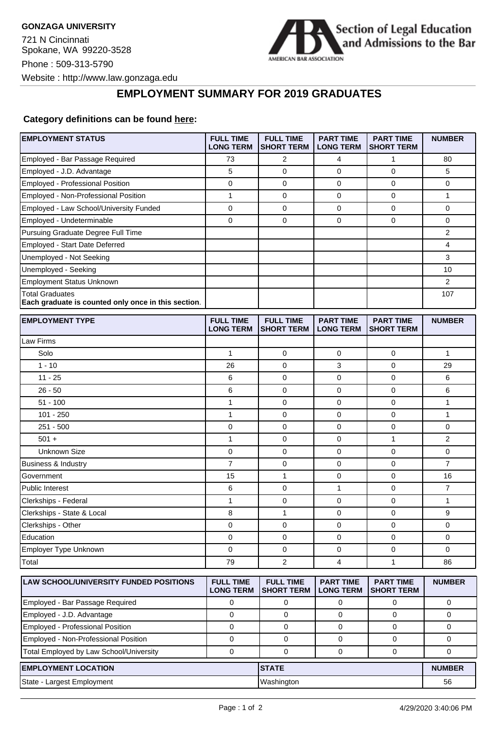**GONZAGA UNIVERSITY**

721 N Cincinnati
Spokane, WA 99220-3528

Phone : 509-313-5790

Website : http://www.law.gonzaga.edu

Section of Legal Education and Admissions to the Bar

AMERICAN BAR ASSOCIATION

## EMPLOYMENT SUMMARY FOR 2019 GRADUATES

**Category definitions can be found here:**

| EMPLOYMENT STATUS | FULL TIME LONG TERM | FULL TIME SHORT TERM | PART TIME LONG TERM | PART TIME SHORT TERM | NUMBER |
|---|---|---|---|---|---|
| Employed - Bar Passage Required | 73 | 2 | 4 | 1 | 80 |
| Employed - J.D. Advantage | 5 | 0 | 0 | 0 | 5 |
| Employed - Professional Position | 0 | 0 | 0 | 0 | 0 |
| Employed - Non-Professional Position | 1 | 0 | 0 | 0 | 1 |
| Employed - Law School/University Funded | 0 | 0 | 0 | 0 | 0 |
| Employed - Undeterminable | 0 | 0 | 0 | 0 | 0 |
| Pursuing Graduate Degree Full Time | | | | | 2 |
| Employed - Start Date Deferred | | | | | 4 |
| Unemployed - Not Seeking | | | | | 3 |
| Unemployed - Seeking | | | | | 10 |
| Employment Status Unknown | | | | | 2 |
| Total Graduates **Each graduate is counted only once in this section**. | | | | | 107 |

| EMPLOYMENT TYPE | FULL TIME LONG TERM | FULL TIME SHORT TERM | PART TIME LONG TERM | PART TIME SHORT TERM | NUMBER |
|---|---|---|---|---|---|
| Law Firms | | | | | |
| Solo | 1 | 0 | 0 | 0 | 1 |
| 1 - 10 | 26 | 0 | 3 | 0 | 29 |
| 11 - 25 | 6 | 0 | 0 | 0 | 6 |
| 26 - 50 | 6 | 0 | 0 | 0 | 6 |
| 51 - 100 | 1 | 0 | 0 | 0 | 1 |
| 101 - 250 | 1 | 0 | 0 | 0 | 1 |
| 251 - 500 | 0 | 0 | 0 | 0 | 0 |
| 501 + | 1 | 0 | 0 | 1 | 2 |
| Unknown Size | 0 | 0 | 0 | 0 | 0 |
| Business & Industry | 7 | 0 | 0 | 0 | 7 |
| Government | 15 | 1 | 0 | 0 | 16 |
| Public Interest | 6 | 0 | 1 | 0 | 7 |
| Clerkships - Federal | 1 | 0 | 0 | 0 | 1 |
| Clerkships - State & Local | 8 | 1 | 0 | 0 | 9 |
| Clerkships - Other | 0 | 0 | 0 | 0 | 0 |
| Education | 0 | 0 | 0 | 0 | 0 |
| Employer Type Unknown | 0 | 0 | 0 | 0 | 0 |
| Total | 79 | 2 | 4 | 1 | 86 |

| LAW SCHOOL/UNIVERSITY FUNDED POSITIONS | FULL TIME LONG TERM | FULL TIME SHORT TERM | PART TIME LONG TERM | PART TIME SHORT TERM | NUMBER |
|---|---|---|---|---|---|
| Employed - Bar Passage Required | 0 | 0 | 0 | 0 | 0 |
| Employed - J.D. Advantage | 0 | 0 | 0 | 0 | 0 |
| Employed - Professional Position | 0 | 0 | 0 | 0 | 0 |
| Employed - Non-Professional Position | 0 | 0 | 0 | 0 | 0 |
| Total Employed by Law School/University | 0 | 0 | 0 | 0 | 0 |

| EMPLOYMENT LOCATION | STATE | NUMBER |
|---|---|---|
| State - Largest Employment | Washington | 56 |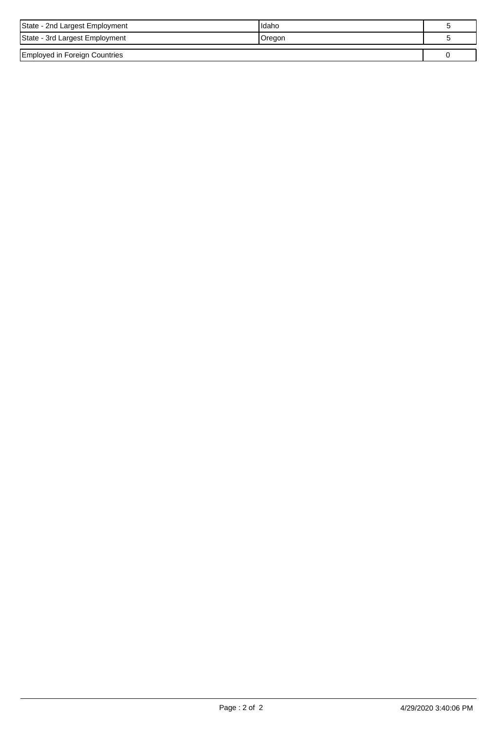| | | |
|---|---|---|
| State - 2nd Largest Employment | Idaho | 5 |
| State - 3rd Largest Employment | Oregon | 5 |

| | |
|---|---|
| Employed in Foreign Countries | 0 |